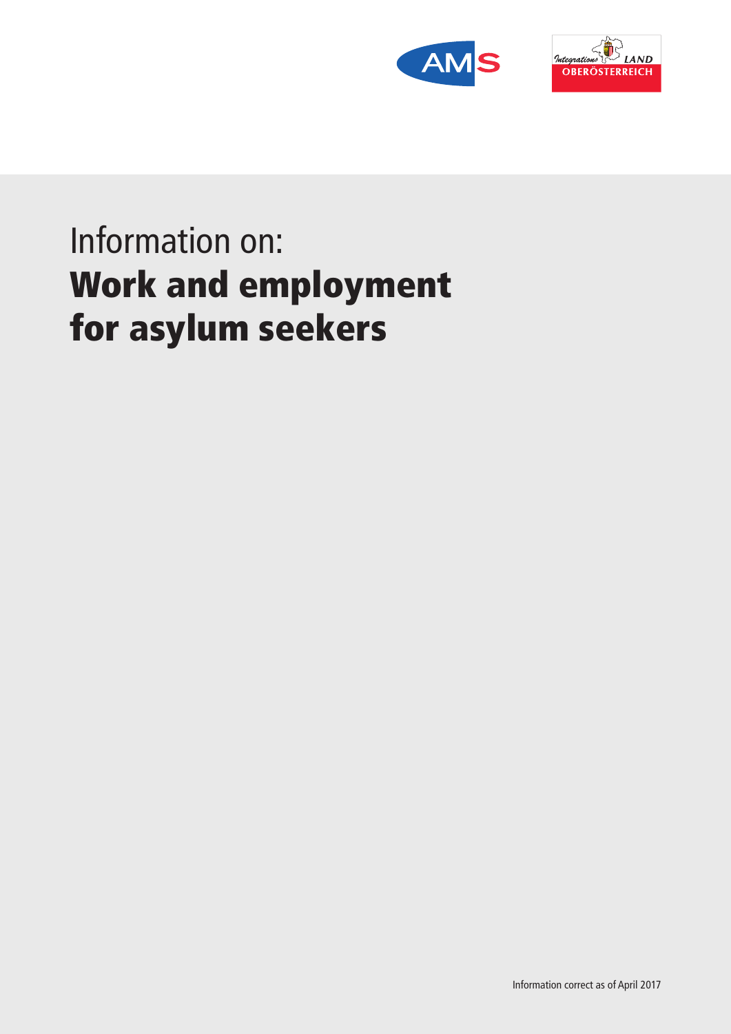# Information on:
# **Work and employment for asylum seekers**

Information correct as of April 2017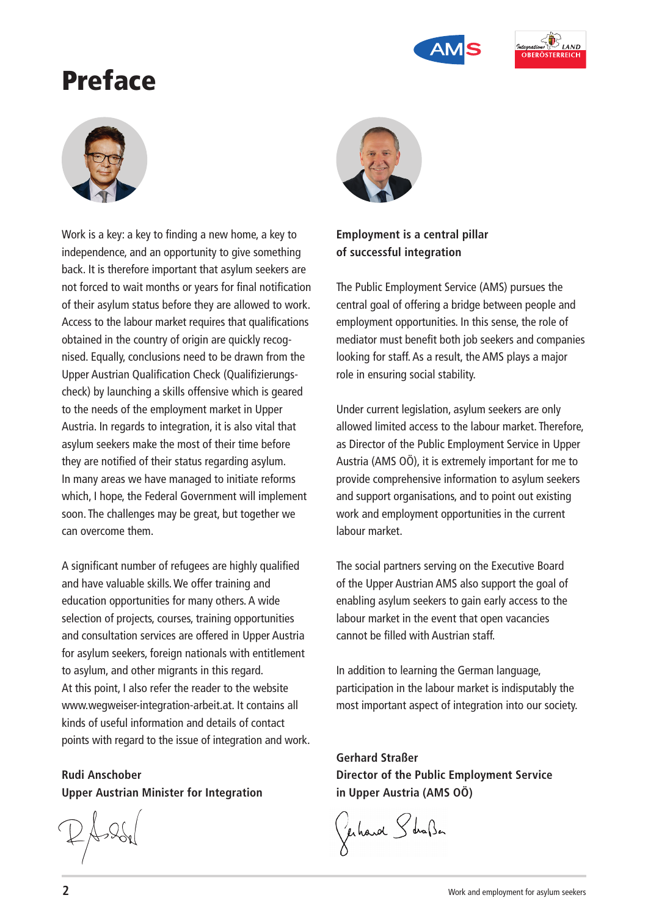# Preface

Work is a key: a key to finding a new home, a key to independence, and an opportunity to give something back. It is therefore important that asylum seekers are not forced to wait months or years for final notification of their asylum status before they are allowed to work. Access to the labour market requires that qualifications obtained in the country of origin are quickly recognised. Equally, conclusions need to be drawn from the Upper Austrian Qualification Check (Qualifizierungscheck) by launching a skills offensive which is geared to the needs of the employment market in Upper Austria. In regards to integration, it is also vital that asylum seekers make the most of their time before they are notified of their status regarding asylum. In many areas we have managed to initiate reforms which, I hope, the Federal Government will implement soon. The challenges may be great, but together we can overcome them.

A significant number of refugees are highly qualified and have valuable skills. We offer training and education opportunities for many others. A wide selection of projects, courses, training opportunities and consultation services are offered in Upper Austria for asylum seekers, foreign nationals with entitlement to asylum, and other migrants in this regard. At this point, I also refer the reader to the website www.wegweiser-integration-arbeit.at. It contains all kinds of useful information and details of contact points with regard to the issue of integration and work.

**Rudi Anschober**
**Upper Austrian Minister for Integration**

**Employment is a central pillar of successful integration**

The Public Employment Service (AMS) pursues the central goal of offering a bridge between people and employment opportunities. In this sense, the role of mediator must benefit both job seekers and companies looking for staff. As a result, the AMS plays a major role in ensuring social stability.

Under current legislation, asylum seekers are only allowed limited access to the labour market. Therefore, as Director of the Public Employment Service in Upper Austria (AMS OÖ), it is extremely important for me to provide comprehensive information to asylum seekers and support organisations, and to point out existing work and employment opportunities in the current labour market.

The social partners serving on the Executive Board of the Upper Austrian AMS also support the goal of enabling asylum seekers to gain early access to the labour market in the event that open vacancies cannot be filled with Austrian staff.

In addition to learning the German language, participation in the labour market is indisputably the most important aspect of integration into our society.

**Gerhard Straßer**
**Director of the Public Employment Service in Upper Austria (AMS OÖ)**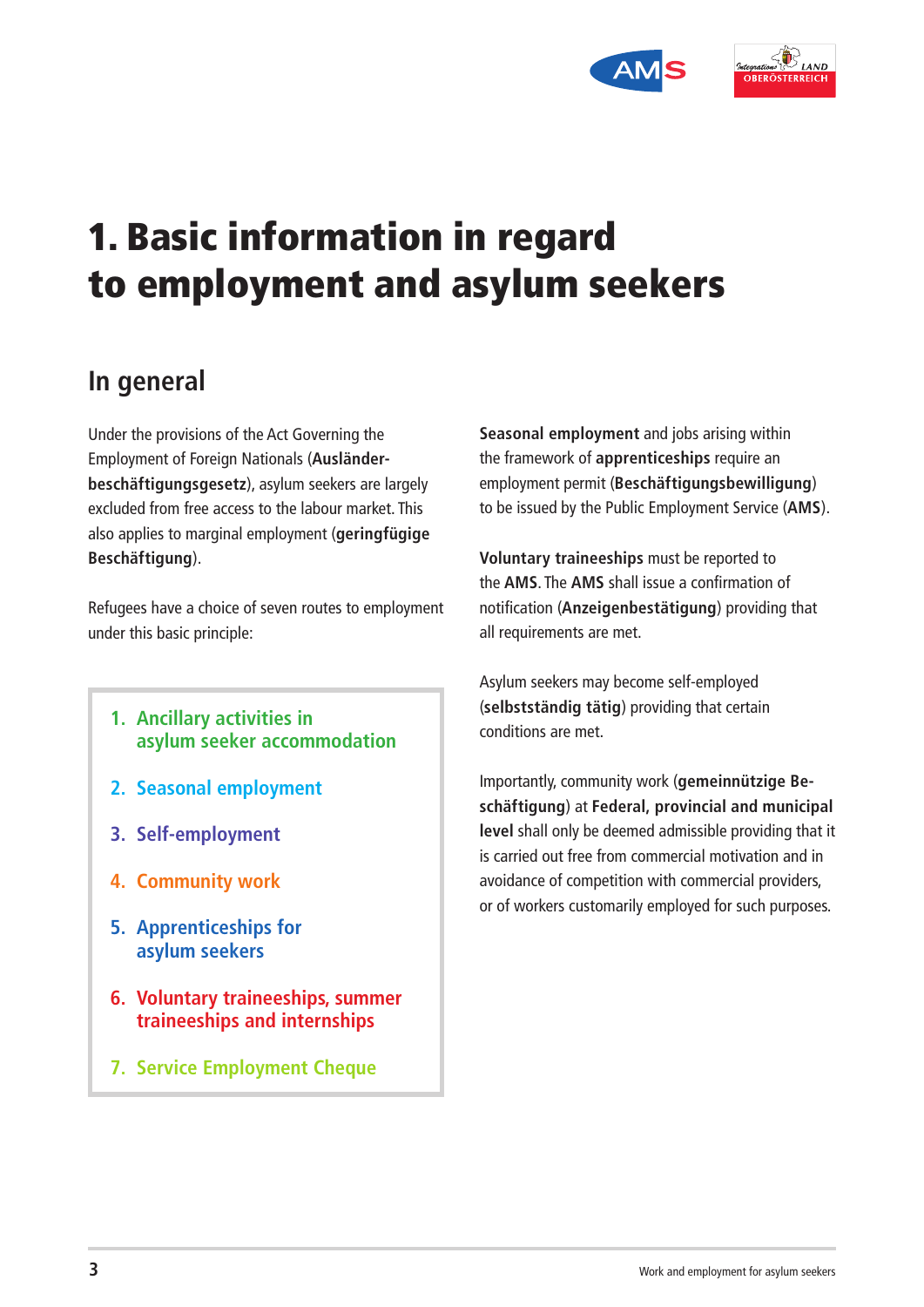# 1. Basic information in regard to employment and asylum seekers

## In general

Under the provisions of the Act Governing the Employment of Foreign Nationals (**Ausländerbeschäftigungsgesetz**), asylum seekers are largely excluded from free access to the labour market. This also applies to marginal employment (**geringfügige Beschäftigung**).

Refugees have a choice of seven routes to employment under this basic principle:

1. Ancillary activities in asylum seeker accommodation
2. Seasonal employment
3. Self-employment
4. Community work
5. Apprenticeships for asylum seekers
6. Voluntary traineeships, summer traineeships and internships
7. Service Employment Cheque

**Seasonal employment** and jobs arising within the framework of **apprenticeships** require an employment permit (**Beschäftigungsbewilligung**) to be issued by the Public Employment Service (**AMS**).

**Voluntary traineeships** must be reported to the **AMS**. The **AMS** shall issue a confirmation of notification (**Anzeigenbestätigung**) providing that all requirements are met.

Asylum seekers may become self-employed (**selbstständig tätig**) providing that certain conditions are met.

Importantly, community work (**gemeinnützige Beschäftigung**) at **Federal, provincial and municipal level** shall only be deemed admissible providing that it is carried out free from commercial motivation and in avoidance of competition with commercial providers, or of workers customarily employed for such purposes.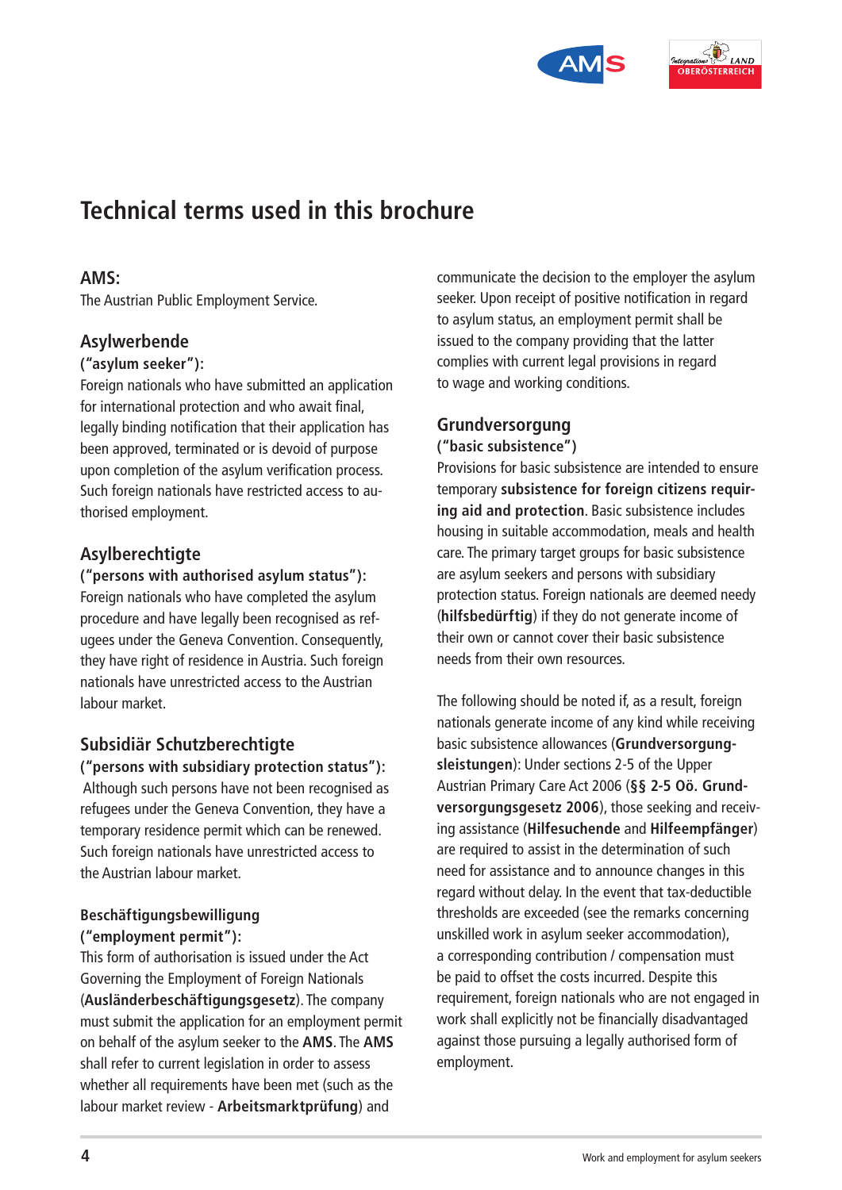# Technical terms used in this brochure

### AMS:

The Austrian Public Employment Service.

### Asylwerbende

**("asylum seeker"):**
Foreign nationals who have submitted an application for international protection and who await final, legally binding notification that their application has been approved, terminated or is devoid of purpose upon completion of the asylum verification process. Such foreign nationals have restricted access to authorised employment.

### Asylberechtigte

**("persons with authorised asylum status"):**
Foreign nationals who have completed the asylum procedure and have legally been recognised as refugees under the Geneva Convention. Consequently, they have right of residence in Austria. Such foreign nationals have unrestricted access to the Austrian labour market.

### Subsidiär Schutzberechtigte

**("persons with subsidiary protection status"):**
Although such persons have not been recognised as refugees under the Geneva Convention, they have a temporary residence permit which can be renewed. Such foreign nationals have unrestricted access to the Austrian labour market.

### Beschäftigungsbewilligung

**("employment permit"):**
This form of authorisation is issued under the Act Governing the Employment of Foreign Nationals (**Ausländerbeschäftigungsgesetz**). The company must submit the application for an employment permit on behalf of the asylum seeker to the **AMS**. The **AMS** shall refer to current legislation in order to assess whether all requirements have been met (such as the labour market review - **Arbeitsmarktprüfung**) and communicate the decision to the employer the asylum seeker. Upon receipt of positive notification in regard to asylum status, an employment permit shall be issued to the company providing that the latter complies with current legal provisions in regard to wage and working conditions.

### Grundversorgung

**("basic subsistence")**
Provisions for basic subsistence are intended to ensure temporary **subsistence for foreign citizens requiring aid and protection**. Basic subsistence includes housing in suitable accommodation, meals and health care. The primary target groups for basic subsistence are asylum seekers and persons with subsidiary protection status. Foreign nationals are deemed needy (**hilfsbedürftig**) if they do not generate income of their own or cannot cover their basic subsistence needs from their own resources.

The following should be noted if, as a result, foreign nationals generate income of any kind while receiving basic subsistence allowances (**Grundversorgungsleistungen**): Under sections 2-5 of the Upper Austrian Primary Care Act 2006 (**§§ 2-5 Oö. Grundversorgungsgesetz 2006**), those seeking and receiving assistance (**Hilfesuchende** and **Hilfeempfänger**) are required to assist in the determination of such need for assistance and to announce changes in this regard without delay. In the event that tax-deductible thresholds are exceeded (see the remarks concerning unskilled work in asylum seeker accommodation), a corresponding contribution / compensation must be paid to offset the costs incurred. Despite this requirement, foreign nationals who are not engaged in work shall explicitly not be financially disadvantaged against those pursuing a legally authorised form of employment.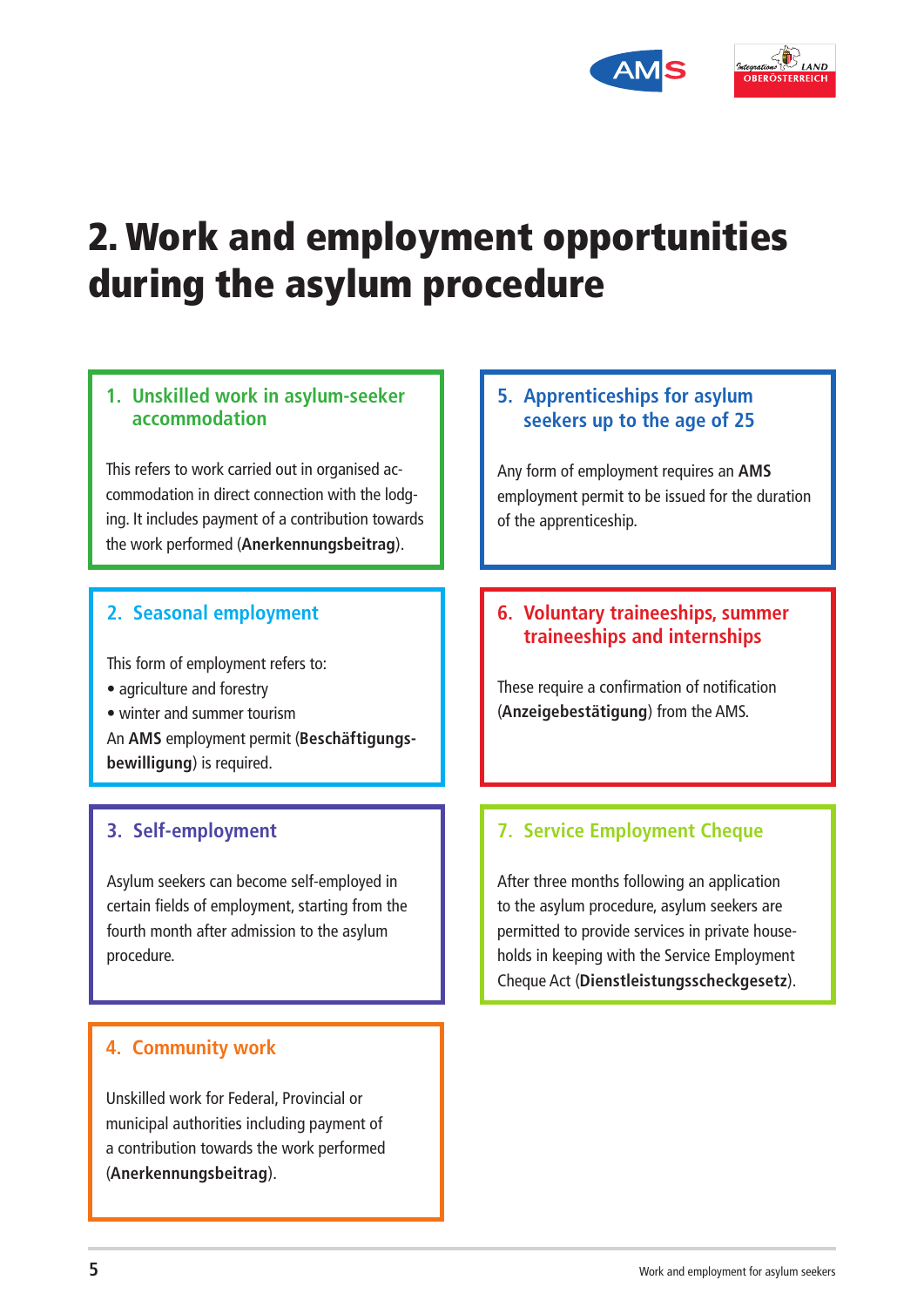# 2. Work and employment opportunities during the asylum procedure

### 1. Unskilled work in asylum-seeker accommodation

This refers to work carried out in organised accommodation in direct connection with the lodging. It includes payment of a contribution towards the work performed (**Anerkennungsbeitrag**).

### 2. Seasonal employment

This form of employment refers to:

- agriculture and forestry
- winter and summer tourism

An **AMS** employment permit (**Beschäftigungsbewilligung**) is required.

### 3. Self-employment

Asylum seekers can become self-employed in certain fields of employment, starting from the fourth month after admission to the asylum procedure.

### 4. Community work

Unskilled work for Federal, Provincial or municipal authorities including payment of a contribution towards the work performed (**Anerkennungsbeitrag**).

### 5. Apprenticeships for asylum seekers up to the age of 25

Any form of employment requires an **AMS** employment permit to be issued for the duration of the apprenticeship.

### 6. Voluntary traineeships, summer traineeships and internships

These require a confirmation of notification (**Anzeigebestätigung**) from the AMS.

### 7. Service Employment Cheque

After three months following an application to the asylum procedure, asylum seekers are permitted to provide services in private households in keeping with the Service Employment Cheque Act (**Dienstleistungsscheckgesetz**).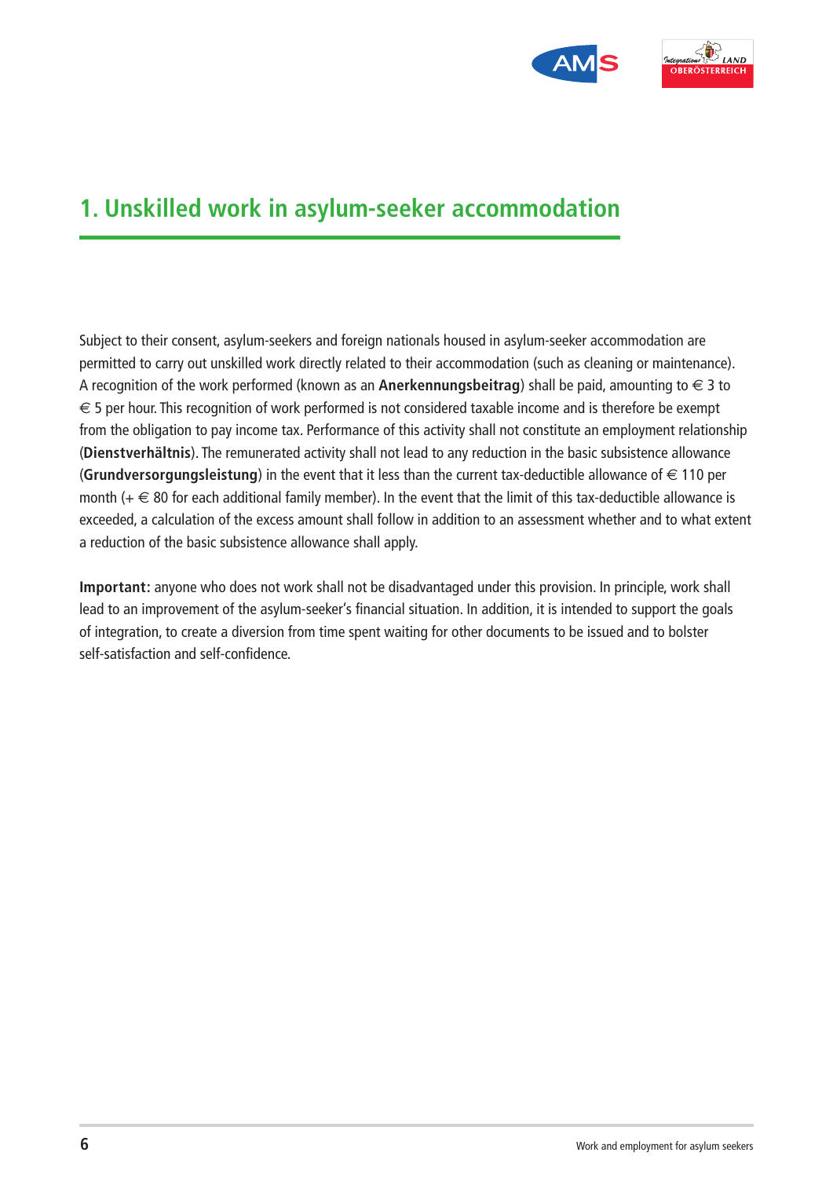# 1. Unskilled work in asylum-seeker accommodation

Subject to their consent, asylum-seekers and foreign nationals housed in asylum-seeker accommodation are permitted to carry out unskilled work directly related to their accommodation (such as cleaning or maintenance). A recognition of the work performed (known as an **Anerkennungsbeitrag**) shall be paid, amounting to € 3 to € 5 per hour. This recognition of work performed is not considered taxable income and is therefore be exempt from the obligation to pay income tax. Performance of this activity shall not constitute an employment relationship (**Dienstverhältnis**). The remunerated activity shall not lead to any reduction in the basic subsistence allowance (**Grundversorgungsleistung**) in the event that it less than the current tax-deductible allowance of € 110 per month (+ € 80 for each additional family member). In the event that the limit of this tax-deductible allowance is exceeded, a calculation of the excess amount shall follow in addition to an assessment whether and to what extent a reduction of the basic subsistence allowance shall apply.

**Important:** anyone who does not work shall not be disadvantaged under this provision. In principle, work shall lead to an improvement of the asylum-seeker's financial situation. In addition, it is intended to support the goals of integration, to create a diversion from time spent waiting for other documents to be issued and to bolster self-satisfaction and self-confidence.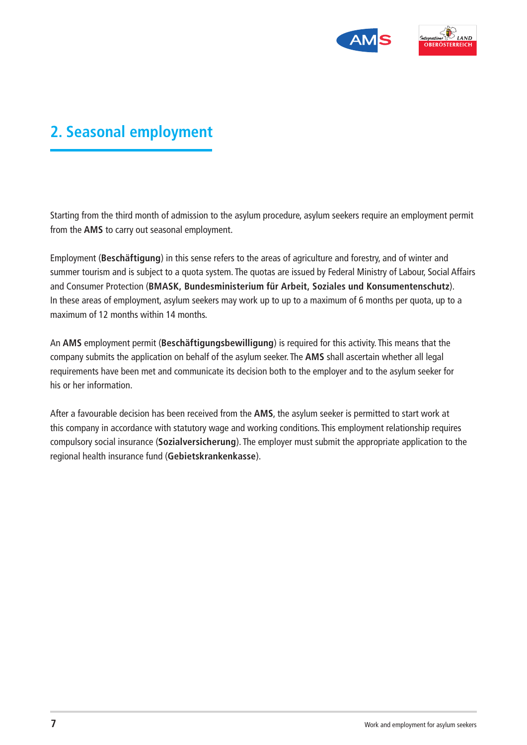## 2. Seasonal employment

Starting from the third month of admission to the asylum procedure, asylum seekers require an employment permit from the **AMS** to carry out seasonal employment.

Employment (**Beschäftigung**) in this sense refers to the areas of agriculture and forestry, and of winter and summer tourism and is subject to a quota system. The quotas are issued by Federal Ministry of Labour, Social Affairs and Consumer Protection (**BMASK, Bundesministerium für Arbeit, Soziales und Konsumentenschutz**). In these areas of employment, asylum seekers may work up to up to a maximum of 6 months per quota, up to a maximum of 12 months within 14 months.

An **AMS** employment permit (**Beschäftigungsbewilligung**) is required for this activity. This means that the company submits the application on behalf of the asylum seeker. The **AMS** shall ascertain whether all legal requirements have been met and communicate its decision both to the employer and to the asylum seeker for his or her information.

After a favourable decision has been received from the **AMS**, the asylum seeker is permitted to start work at this company in accordance with statutory wage and working conditions. This employment relationship requires compulsory social insurance (**Sozialversicherung**). The employer must submit the appropriate application to the regional health insurance fund (**Gebietskrankenkasse**).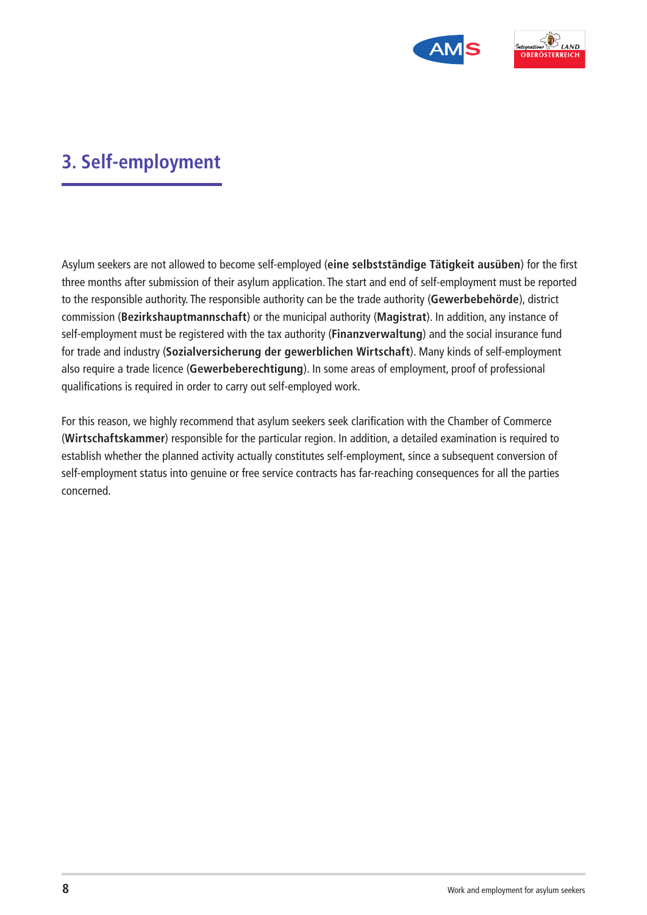# 3. Self-employment

Asylum seekers are not allowed to become self-employed (**eine selbstständige Tätigkeit ausüben**) for the first three months after submission of their asylum application. The start and end of self-employment must be reported to the responsible authority. The responsible authority can be the trade authority (**Gewerbebehörde**), district commission (**Bezirkshauptmannschaft**) or the municipal authority (**Magistrat**). In addition, any instance of self-employment must be registered with the tax authority (**Finanzverwaltung**) and the social insurance fund for trade and industry (**Sozialversicherung der gewerblichen Wirtschaft**). Many kinds of self-employment also require a trade licence (**Gewerbeberechtigung**). In some areas of employment, proof of professional qualifications is required in order to carry out self-employed work.

For this reason, we highly recommend that asylum seekers seek clarification with the Chamber of Commerce (**Wirtschaftskammer**) responsible for the particular region. In addition, a detailed examination is required to establish whether the planned activity actually constitutes self-employment, since a subsequent conversion of self-employment status into genuine or free service contracts has far-reaching consequences for all the parties concerned.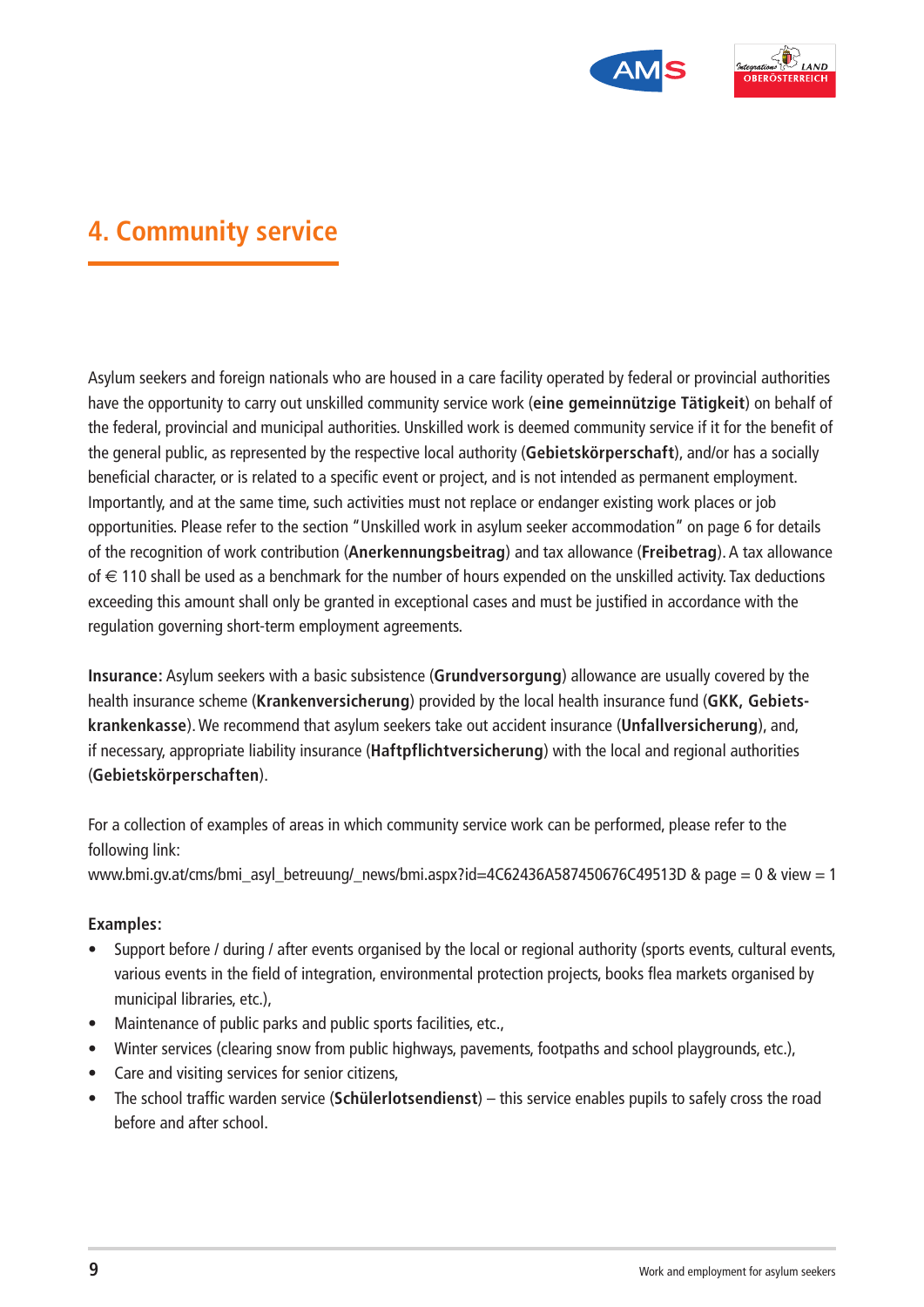# 4. Community service

Asylum seekers and foreign nationals who are housed in a care facility operated by federal or provincial authorities have the opportunity to carry out unskilled community service work (**eine gemeinnützige Tätigkeit**) on behalf of the federal, provincial and municipal authorities. Unskilled work is deemed community service if it for the benefit of the general public, as represented by the respective local authority (**Gebietskörperschaft**), and/or has a socially beneficial character, or is related to a specific event or project, and is not intended as permanent employment. Importantly, and at the same time, such activities must not replace or endanger existing work places or job opportunities. Please refer to the section "Unskilled work in asylum seeker accommodation" on page 6 for details of the recognition of work contribution (**Anerkennungsbeitrag**) and tax allowance (**Freibetrag**). A tax allowance of € 110 shall be used as a benchmark for the number of hours expended on the unskilled activity. Tax deductions exceeding this amount shall only be granted in exceptional cases and must be justified in accordance with the regulation governing short-term employment agreements.

**Insurance:** Asylum seekers with a basic subsistence (**Grundversorgung**) allowance are usually covered by the health insurance scheme (**Krankenversicherung**) provided by the local health insurance fund (**GKK, Gebietskrankenkasse**). We recommend that asylum seekers take out accident insurance (**Unfallversicherung**), and, if necessary, appropriate liability insurance (**Haftpflichtversicherung**) with the local and regional authorities (**Gebietskörperschaften**).

For a collection of examples of areas in which community service work can be performed, please refer to the following link:
www.bmi.gv.at/cms/bmi_asyl_betreuung/_news/bmi.aspx?id=4C62436A587450676C49513D & page = 0 & view = 1

**Examples:**

- Support before / during / after events organised by the local or regional authority (sports events, cultural events, various events in the field of integration, environmental protection projects, books flea markets organised by municipal libraries, etc.),
- Maintenance of public parks and public sports facilities, etc.,
- Winter services (clearing snow from public highways, pavements, footpaths and school playgrounds, etc.),
- Care and visiting services for senior citizens,
- The school traffic warden service (**Schülerlotsendienst**) – this service enables pupils to safely cross the road before and after school.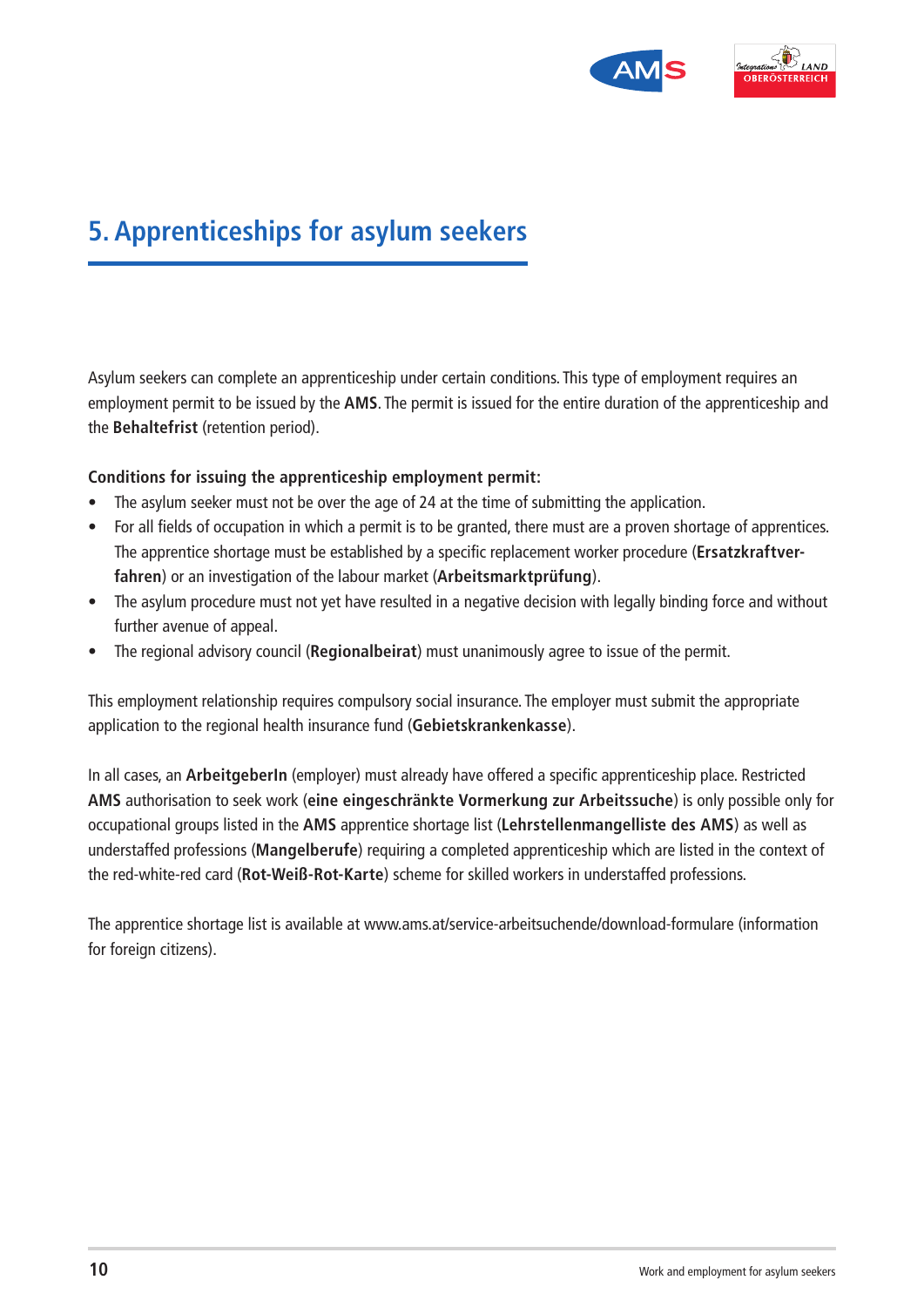# 5. Apprenticeships for asylum seekers

Asylum seekers can complete an apprenticeship under certain conditions. This type of employment requires an employment permit to be issued by the **AMS**. The permit is issued for the entire duration of the apprenticeship and the **Behaltefrist** (retention period).

**Conditions for issuing the apprenticeship employment permit:**

- The asylum seeker must not be over the age of 24 at the time of submitting the application.
- For all fields of occupation in which a permit is to be granted, there must are a proven shortage of apprentices. The apprentice shortage must be established by a specific replacement worker procedure (**Ersatzkraftver­fahren**) or an investigation of the labour market (**Arbeitsmarktprüfung**).
- The asylum procedure must not yet have resulted in a negative decision with legally binding force and without further avenue of appeal.
- The regional advisory council (**Regionalbeirat**) must unanimously agree to issue of the permit.

This employment relationship requires compulsory social insurance. The employer must submit the appropriate application to the regional health insurance fund (**Gebietskrankenkasse**).

In all cases, an **ArbeitgeberIn** (employer) must already have offered a specific apprenticeship place. Restricted **AMS** authorisation to seek work (**eine eingeschränkte Vormerkung zur Arbeitssuche**) is only possible only for occupational groups listed in the **AMS** apprentice shortage list (**Lehrstellenmangelliste des AMS**) as well as understaffed professions (**Mangelberufe**) requiring a completed apprenticeship which are listed in the context of the red-white-red card (**Rot-Weiß-Rot-Karte**) scheme for skilled workers in understaffed professions.

The apprentice shortage list is available at www.ams.at/service-arbeitsuchende/download-formulare (information for foreign citizens).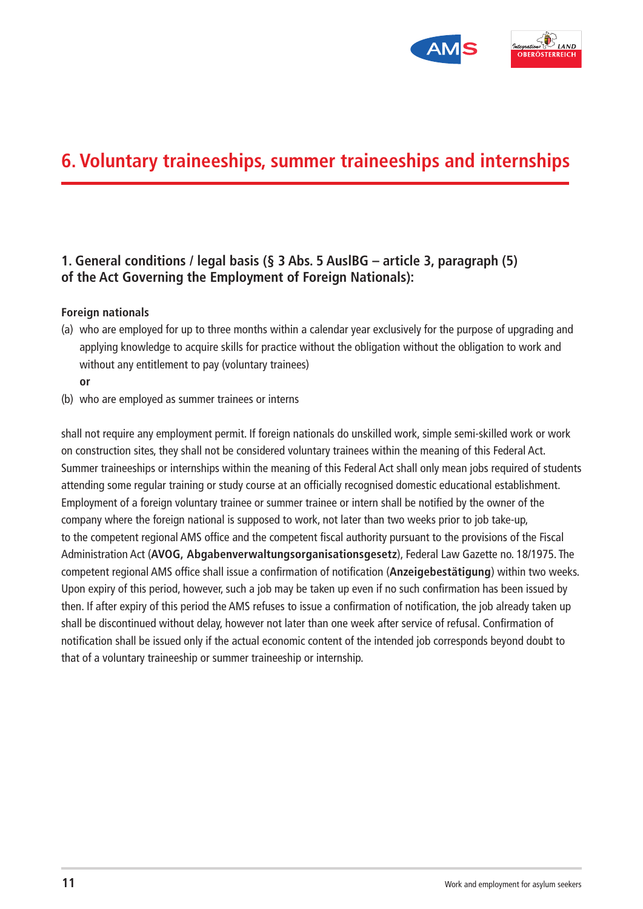# 6. Voluntary traineeships, summer traineeships and internships

## 1. General conditions / legal basis (§ 3 Abs. 5 AuslBG – article 3, paragraph (5) of the Act Governing the Employment of Foreign Nationals):

**Foreign nationals**

(a) who are employed for up to three months within a calendar year exclusively for the purpose of upgrading and applying knowledge to acquire skills for practice without the obligation without the obligation to work and without any entitlement to pay (voluntary trainees)

**or**

(b) who are employed as summer trainees or interns

shall not require any employment permit. If foreign nationals do unskilled work, simple semi-skilled work or work on construction sites, they shall not be considered voluntary trainees within the meaning of this Federal Act. Summer traineeships or internships within the meaning of this Federal Act shall only mean jobs required of students attending some regular training or study course at an officially recognised domestic educational establishment. Employment of a foreign voluntary trainee or summer trainee or intern shall be notified by the owner of the company where the foreign national is supposed to work, not later than two weeks prior to job take-up, to the competent regional AMS office and the competent fiscal authority pursuant to the provisions of the Fiscal Administration Act (**AVOG, Abgabenverwaltungsorganisationsgesetz**), Federal Law Gazette no. 18/1975. The competent regional AMS office shall issue a confirmation of notification (**Anzeigebestätigung**) within two weeks. Upon expiry of this period, however, such a job may be taken up even if no such confirmation has been issued by then. If after expiry of this period the AMS refuses to issue a confirmation of notification, the job already taken up shall be discontinued without delay, however not later than one week after service of refusal. Confirmation of notification shall be issued only if the actual economic content of the intended job corresponds beyond doubt to that of a voluntary traineeship or summer traineeship or internship.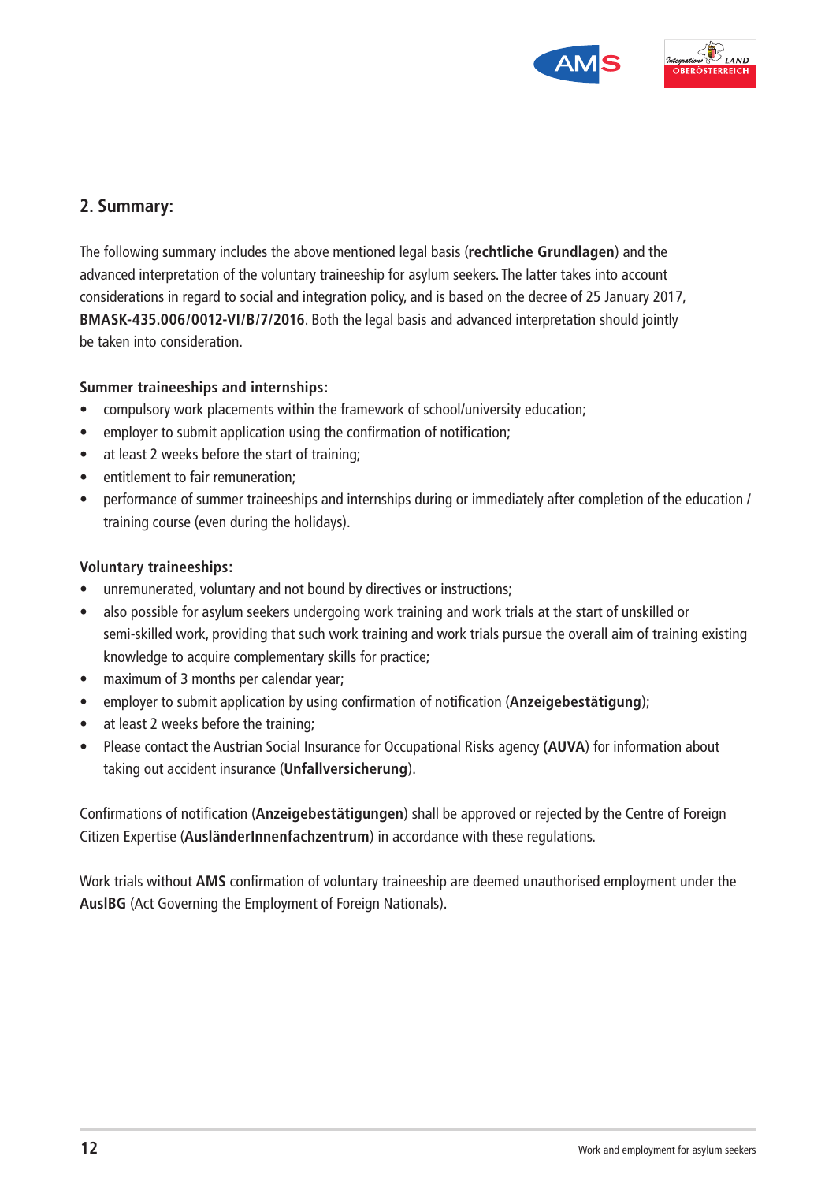## 2. Summary:

The following summary includes the above mentioned legal basis (**rechtliche Grundlagen**) and the advanced interpretation of the voluntary traineeship for asylum seekers. The latter takes into account considerations in regard to social and integration policy, and is based on the decree of 25 January 2017, **BMASK-435.006/0012-VI/B/7/2016**. Both the legal basis and advanced interpretation should jointly be taken into consideration.

**Summer traineeships and internships:**

- compulsory work placements within the framework of school/university education;
- employer to submit application using the confirmation of notification;
- at least 2 weeks before the start of training;
- entitlement to fair remuneration;
- performance of summer traineeships and internships during or immediately after completion of the education / training course (even during the holidays).

**Voluntary traineeships:**

- unremunerated, voluntary and not bound by directives or instructions;
- also possible for asylum seekers undergoing work training and work trials at the start of unskilled or semi-skilled work, providing that such work training and work trials pursue the overall aim of training existing knowledge to acquire complementary skills for practice;
- maximum of 3 months per calendar year;
- employer to submit application by using confirmation of notification (**Anzeigebestätigung**);
- at least 2 weeks before the training;
- Please contact the Austrian Social Insurance for Occupational Risks agency **(AUVA)** for information about taking out accident insurance (**Unfallversicherung**).

Confirmations of notification (**Anzeigebestätigungen**) shall be approved or rejected by the Centre of Foreign Citizen Expertise (**AusländerInnenfachzentrum**) in accordance with these regulations.

Work trials without **AMS** confirmation of voluntary traineeship are deemed unauthorised employment under the **AuslBG** (Act Governing the Employment of Foreign Nationals).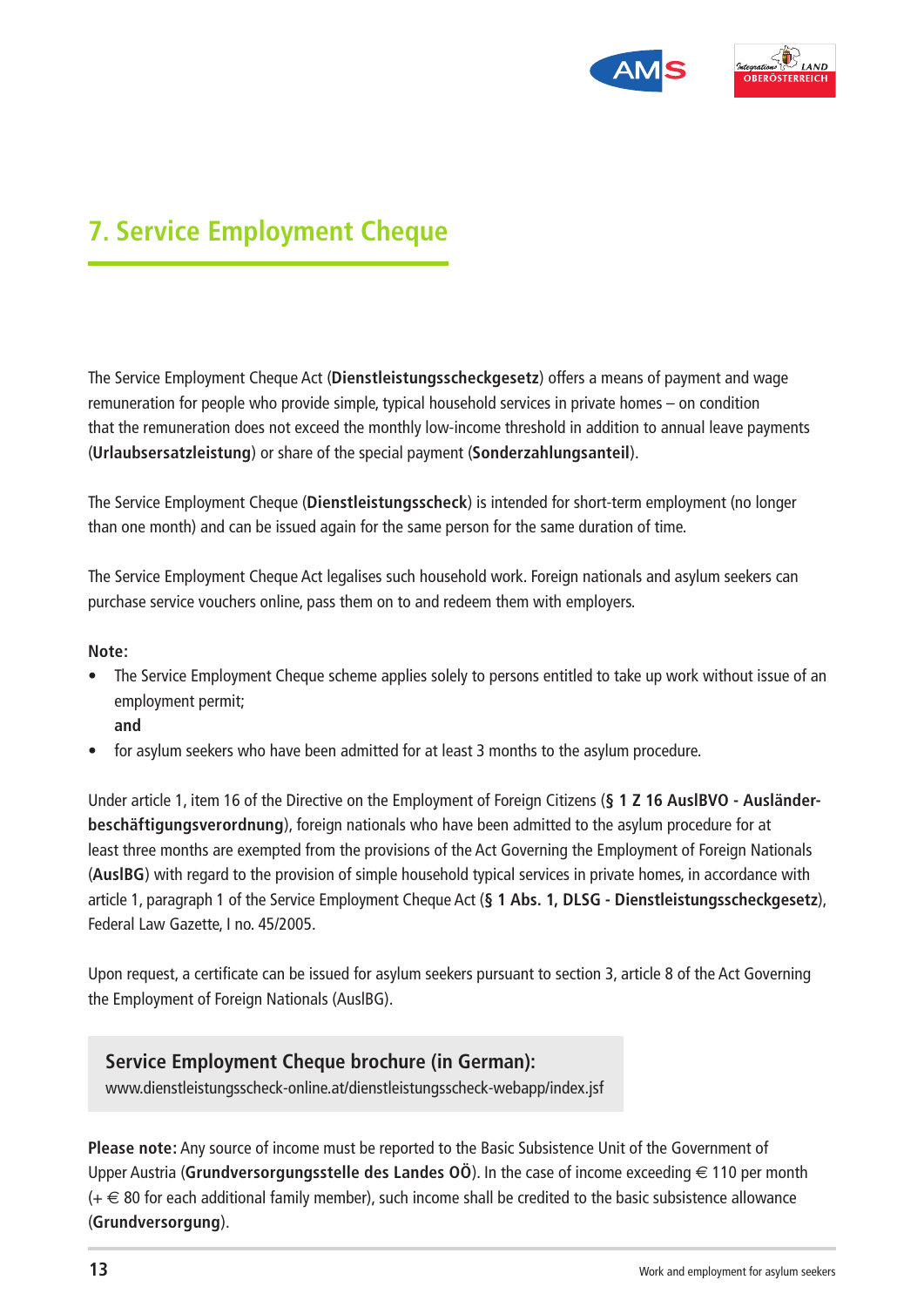## 7. Service Employment Cheque

The Service Employment Cheque Act (**Dienstleistungsscheckgesetz**) offers a means of payment and wage remuneration for people who provide simple, typical household services in private homes – on condition that the remuneration does not exceed the monthly low-income threshold in addition to annual leave payments (**Urlaubsersatzleistung**) or share of the special payment (**Sonderzahlungsanteil**).

The Service Employment Cheque (**Dienstleistungsscheck**) is intended for short-term employment (no longer than one month) and can be issued again for the same person for the same duration of time.

The Service Employment Cheque Act legalises such household work. Foreign nationals and asylum seekers can purchase service vouchers online, pass them on to and redeem them with employers.

**Note:**

- The Service Employment Cheque scheme applies solely to persons entitled to take up work without issue of an employment permit;
  **and**
- for asylum seekers who have been admitted for at least 3 months to the asylum procedure.

Under article 1, item 16 of the Directive on the Employment of Foreign Citizens (**§ 1 Z 16 AuslBVO - Ausländerbeschäftigungsverordnung**), foreign nationals who have been admitted to the asylum procedure for at least three months are exempted from the provisions of the Act Governing the Employment of Foreign Nationals (**AuslBG**) with regard to the provision of simple household typical services in private homes, in accordance with article 1, paragraph 1 of the Service Employment Cheque Act (**§ 1 Abs. 1, DLSG - Dienstleistungsscheckgesetz**), Federal Law Gazette, I no. 45/2005.

Upon request, a certificate can be issued for asylum seekers pursuant to section 3, article 8 of the Act Governing the Employment of Foreign Nationals (AuslBG).

**Service Employment Cheque brochure (in German):**
www.dienstleistungsscheck-online.at/dienstleistungsscheck-webapp/index.jsf

**Please note:** Any source of income must be reported to the Basic Subsistence Unit of the Government of Upper Austria (**Grundversorgungsstelle des Landes OÖ**). In the case of income exceeding € 110 per month (+ € 80 for each additional family member), such income shall be credited to the basic subsistence allowance (**Grundversorgung**).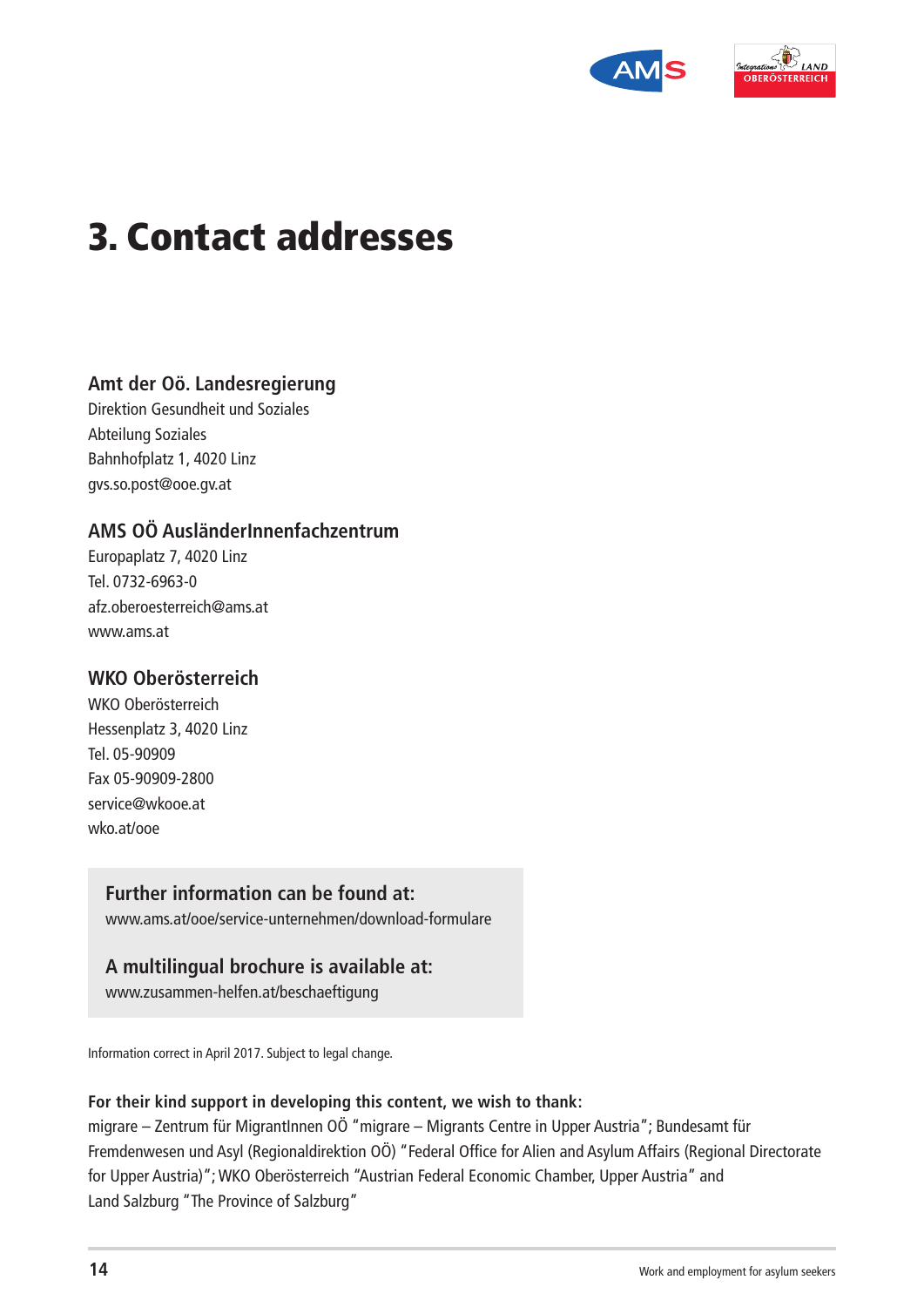# 3. Contact addresses

### Amt der Oö. Landesregierung

Direktion Gesundheit und Soziales
Abteilung Soziales
Bahnhofplatz 1, 4020 Linz
gvs.so.post@ooe.gv.at

### AMS OÖ AusländerInnenfachzentrum

Europaplatz 7, 4020 Linz
Tel. 0732-6963-0
afz.oberoesterreich@ams.at
www.ams.at

### WKO Oberösterreich

WKO Oberösterreich
Hessenplatz 3, 4020 Linz
Tel. 05-90909
Fax 05-90909-2800
service@wkooe.at
wko.at/ooe

**Further information can be found at:**
www.ams.at/ooe/service-unternehmen/download-formulare

**A multilingual brochure is available at:**
www.zusammen-helfen.at/beschaeftigung

Information correct in April 2017. Subject to legal change.

**For their kind support in developing this content, we wish to thank:**
migrare – Zentrum für MigrantInnen OÖ "migrare – Migrants Centre in Upper Austria"; Bundesamt für Fremdenwesen und Asyl (Regionaldirektion OÖ) "Federal Office for Alien and Asylum Affairs (Regional Directorate for Upper Austria)"; WKO Oberösterreich "Austrian Federal Economic Chamber, Upper Austria" and Land Salzburg "The Province of Salzburg"